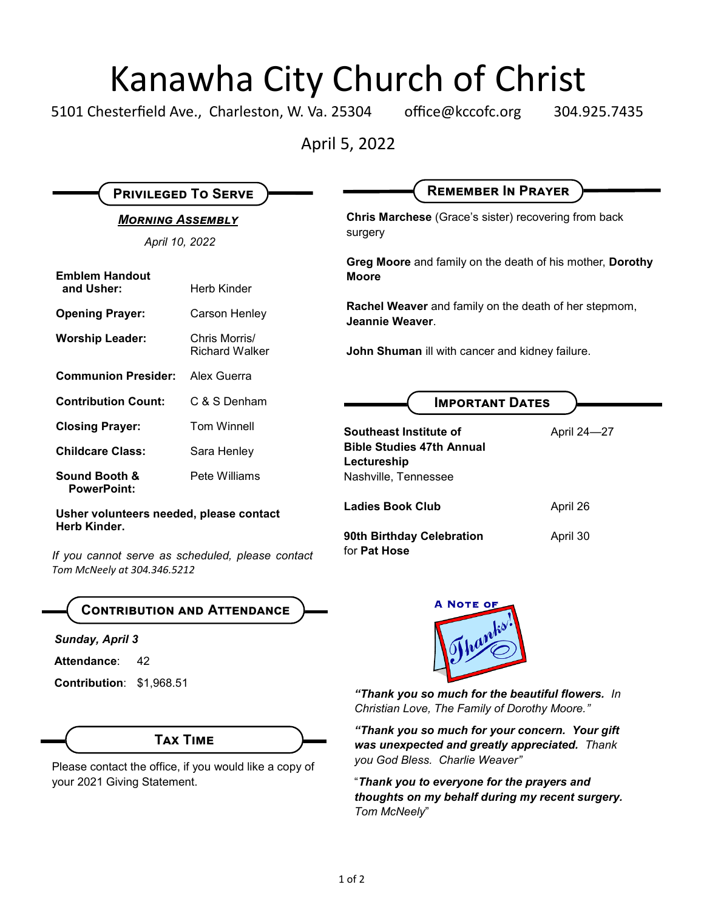# Kanawha City Church of Christ

5101 Chesterfield Ave., Charleston, W. Va. 25304    office@kccofc.org    304.925.7435

April 5, 2022

## Privileged To Serve

***Morning Assembly***

*April 10, 2022*

| | |
|---|---|
| **Emblem Handout and Usher:** | Herb Kinder |
| **Opening Prayer:** | Carson Henley |
| **Worship Leader:** | Chris Morris/ Richard Walker |
| **Communion Presider:** | Alex Guerra |
| **Contribution Count:** | C & S Denham |
| **Closing Prayer:** | Tom Winnell |
| **Childcare Class:** | Sara Henley |
| **Sound Booth & PowerPoint:** | Pete Williams |

**Usher volunteers needed, please contact Herb Kinder.**

*If you cannot serve as scheduled, please contact Tom McNeely at 304.346.5212*

## Contribution and Attendance

***Sunday, April 3***

**Attendance**: 42

**Contribution**: $1,968.51

## Tax Time

Please contact the office, if you would like a copy of your 2021 Giving Statement.

## Remember In Prayer

**Chris Marchese** (Grace's sister) recovering from back surgery

**Greg Moore** and family on the death of his mother, **Dorothy Moore**

**Rachel Weaver** and family on the death of her stepmom, **Jeannie Weaver**.

**John Shuman** ill with cancer and kidney failure.

## Important Dates

| | |
|---|---|
| **Southeast Institute of Bible Studies 47th Annual Lectureship** Nashville, Tennessee | April 24—27 |
| **Ladies Book Club** | April 26 |
| **90th Birthday Celebration** for **Pat Hose** | April 30 |

**A Note of Thanks!**

*"**Thank you so much for the beautiful flowers.** In Christian Love, The Family of Dorothy Moore."*

*"**Thank you so much for your concern. Your gift was unexpected and greatly appreciated.** Thank you God Bless. Charlie Weaver"*

"***Thank you to everyone for the prayers and thoughts on my behalf during my recent surgery.*** *Tom McNeely*"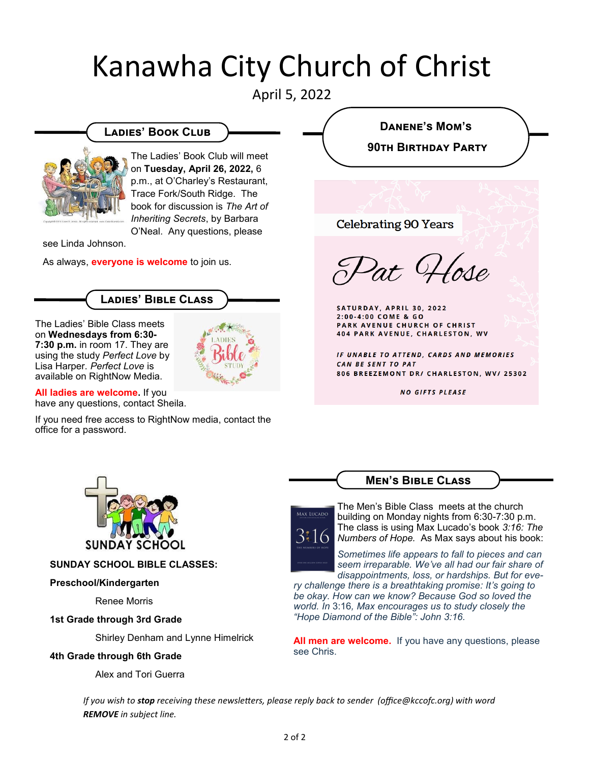# Kanawha City Church of Christ

April 5, 2022

## Ladies' Book Club

The Ladies' Book Club will meet on **Tuesday, April 26, 2022,** 6 p.m., at O'Charley's Restaurant, Trace Fork/South Ridge. The book for discussion is *The Art of Inheriting Secrets*, by Barbara O'Neal. Any questions, please see Linda Johnson.

As always, **everyone is welcome** to join us.

## Ladies' Bible Class

The Ladies' Bible Class meets on **Wednesdays from 6:30-7:30 p.m.** in room 17. They are using the study *Perfect Love* by Lisa Harper. *Perfect Love* is available on RightNow Media.

**All ladies are welcome.** If you have any questions, contact Sheila.

If you need free access to RightNow media, contact the office for a password.

## Danene's Mom's 90th Birthday Party

Celebrating 90 Years

*Pat Hose*

SATURDAY, APRIL 30, 2022
2:00-4:00 COME & GO
PARK AVENUE CHURCH OF CHRIST
404 PARK AVENUE, CHARLESTON, WV

*IF UNABLE TO ATTEND, CARDS AND MEMORIES CAN BE SENT TO PAT*
806 BREEZEMONT DR/ CHARLESTON, WV/ 25302

***NO GIFTS PLEASE***

## Sunday School

**SUNDAY SCHOOL BIBLE CLASSES:**

**Preschool/Kindergarten**

Renee Morris

**1st Grade through 3rd Grade**

Shirley Denham and Lynne Himelrick

**4th Grade through 6th Grade**

Alex and Tori Guerra

## Men's Bible Class

The Men's Bible Class meets at the church building on Monday nights from 6:30-7:30 p.m. The class is using Max Lucado's book *3:16: The Numbers of Hope.* As Max says about his book:

*Sometimes life appears to fall to pieces and can seem irreparable. We've all had our fair share of disappointments, loss, or hardships. But for every challenge there is a breathtaking promise: It's going to be okay. How can we know? Because God so loved the world. In* 3:16, *Max encourages us to study closely the "Hope Diamond of the Bible": John 3:16.*

**All men are welcome.** If you have any questions, please see Chris.

*If you wish to **stop** receiving these newsletters, please reply back to sender (office@kccofc.org) with word **REMOVE** in subject line.*